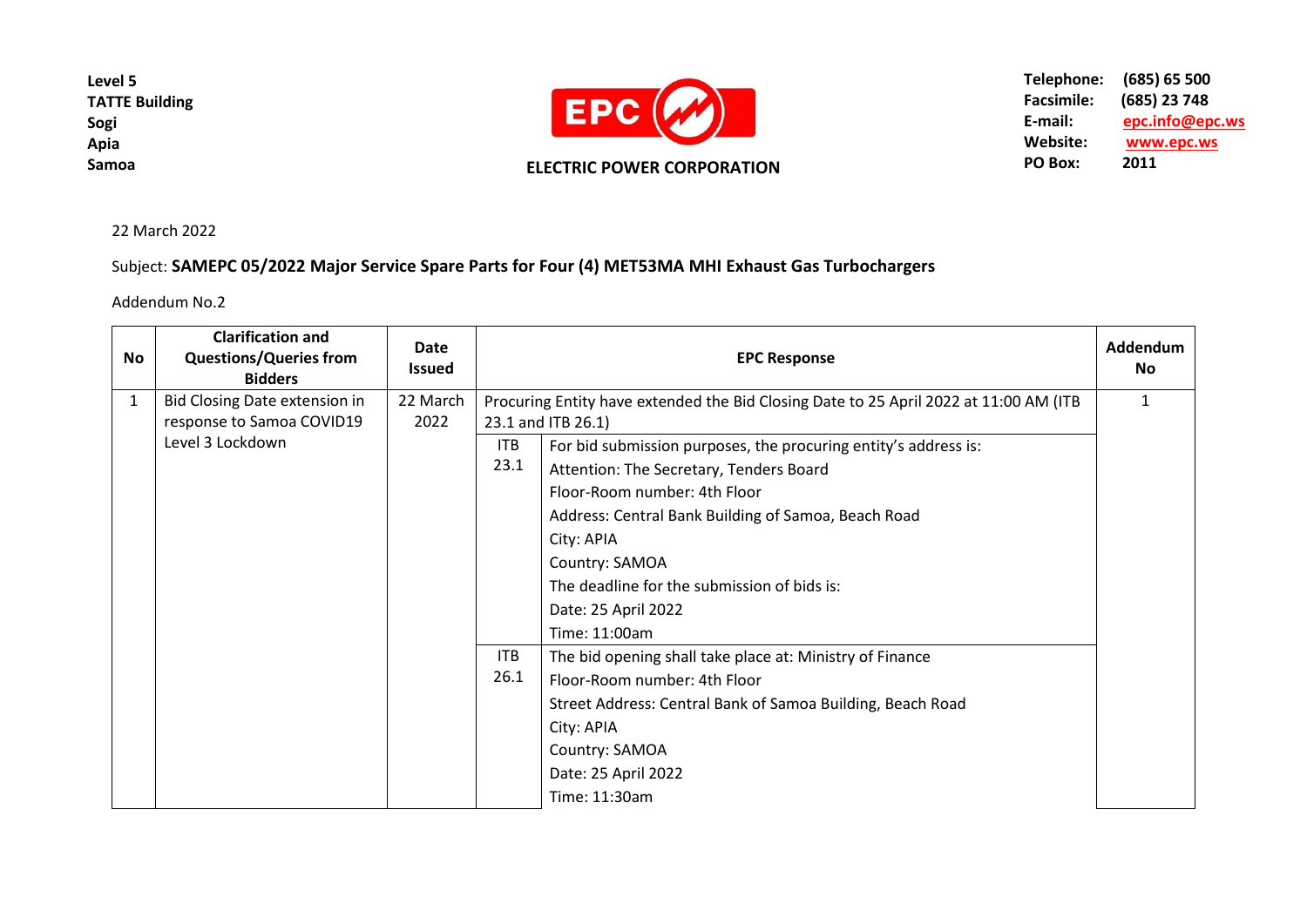Level 5
TATTE Building
Sogi
Apia
Samoa

**EPC**

**ELECTRIC POWER CORPORATION**

**Telephone:** (685) 65 500
**Facsimile:** (685) 23 748
**E-mail:** epc.info@epc.ws
**Website:** www.epc.ws
**PO Box:** 2011

22 March 2022

Subject: **SAMEPC 05/2022 Major Service Spare Parts for Four (4) MET53MA MHI Exhaust Gas Turbochargers**

Addendum No.2

| No | Clarification and Questions/Queries from Bidders | Date Issued | EPC Response | | Addendum No |
|---|---|---|---|---|---|
| 1 | Bid Closing Date extension in response to Samoa COVID19 Level 3 Lockdown | 22 March 2022 | Procuring Entity have extended the Bid Closing Date to 25 April 2022 at 11:00 AM (ITB 23.1 and ITB 26.1) | | 1 |
| | | | ITB 23.1 | For bid submission purposes, the procuring entity's address is:<br>Attention: The Secretary, Tenders Board<br>Floor-Room number: 4th Floor<br>Address: Central Bank Building of Samoa, Beach Road<br>City: APIA<br>Country: SAMOA<br>The deadline for the submission of bids is:<br>Date: 25 April 2022<br>Time: 11:00am | |
| | | | ITB 26.1 | The bid opening shall take place at: Ministry of Finance<br>Floor-Room number: 4th Floor<br>Street Address: Central Bank of Samoa Building, Beach Road<br>City: APIA<br>Country: SAMOA<br>Date: 25 April 2022<br>Time: 11:30am | |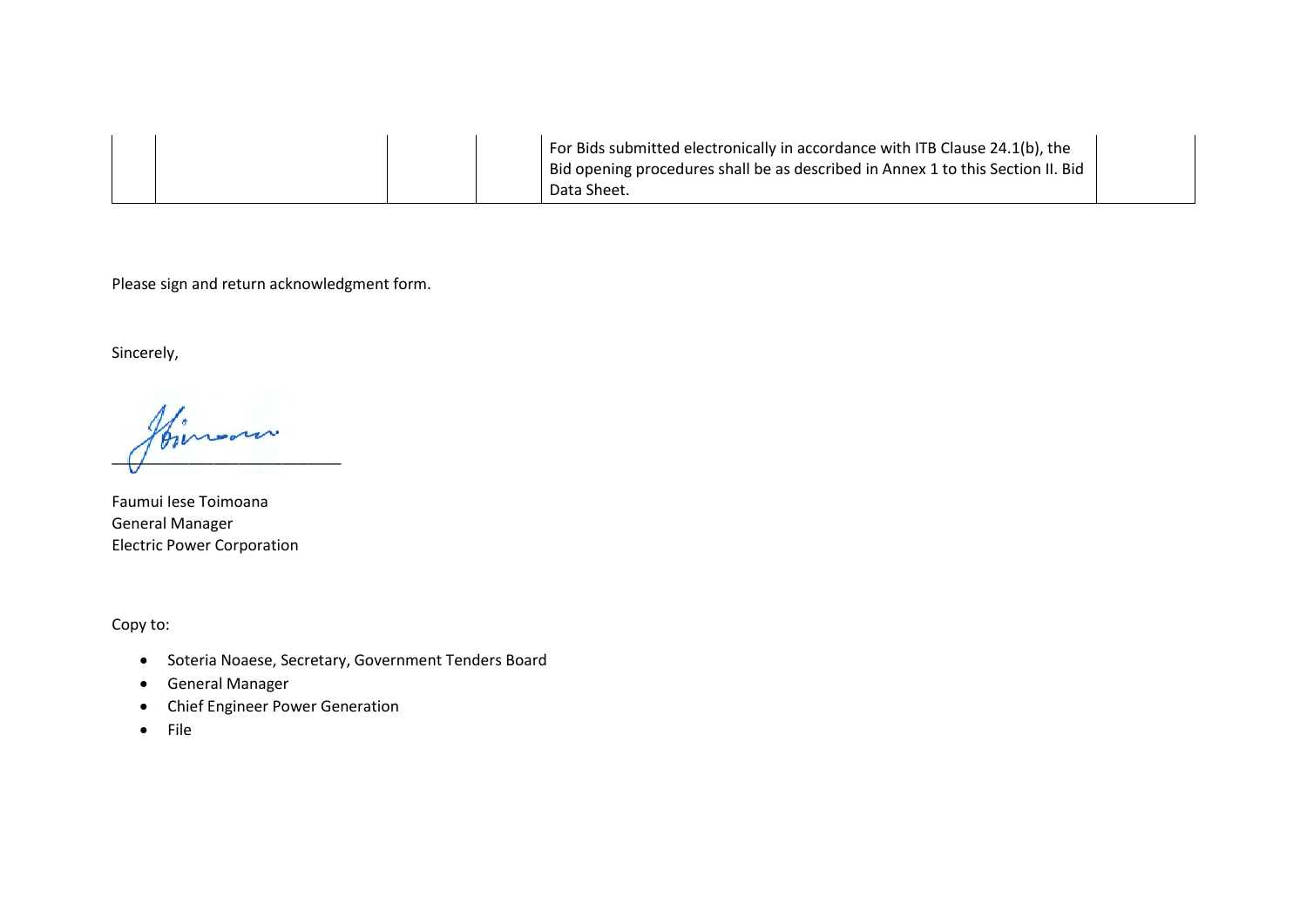| | | | | | |
|---|---|---|---|---|---|
| | | | | For Bids submitted electronically in accordance with ITB Clause 24.1(b), the Bid opening procedures shall be as described in Annex 1 to this Section II. Bid Data Sheet. | |

Please sign and return acknowledgment form.

Sincerely,

\_\_\_\_\_\_\_\_\_\_\_\_\_\_\_\_\_\_\_\_\_\_\_\_\_\_

Faumui Iese Toimoana
General Manager
Electric Power Corporation

Copy to:

- Soteria Noaese, Secretary, Government Tenders Board
- General Manager
- Chief Engineer Power Generation
- File